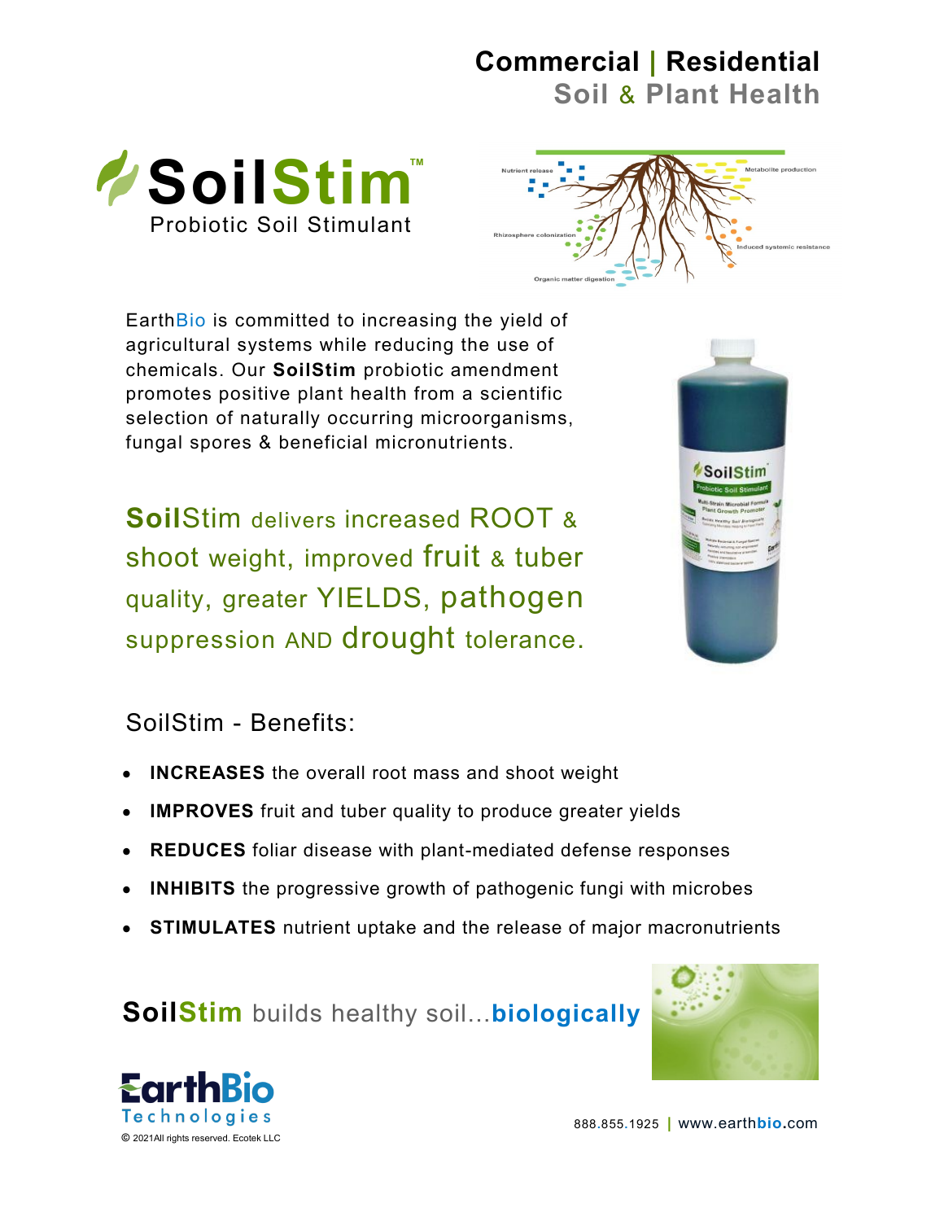**Commercial | Residential**
**Soil & Plant Health**

# SoilStim™

Probiotic Soil Stimulant

EarthBio is committed to increasing the yield of agricultural systems while reducing the use of chemicals. Our **SoilStim** probiotic amendment promotes positive plant health from a scientific selection of naturally occurring microorganisms, fungal spores & beneficial micronutrients.

**SoilStim delivers increased ROOT & shoot weight, improved fruit & tuber quality, greater YIELDS, pathogen suppression AND drought tolerance.**

## SoilStim - Benefits:

- **INCREASES** the overall root mass and shoot weight
- **IMPROVES** fruit and tuber quality to produce greater yields
- **REDUCES** foliar disease with plant-mediated defense responses
- **INHIBITS** the progressive growth of pathogenic fungi with microbes
- **STIMULATES** nutrient uptake and the release of major macronutrients

**SoilStim** builds healthy soil...**biologically**

EarthBio Technologies

© 2021All rights reserved. Ecotek LLC

888.855.1925 | www.earthbio.com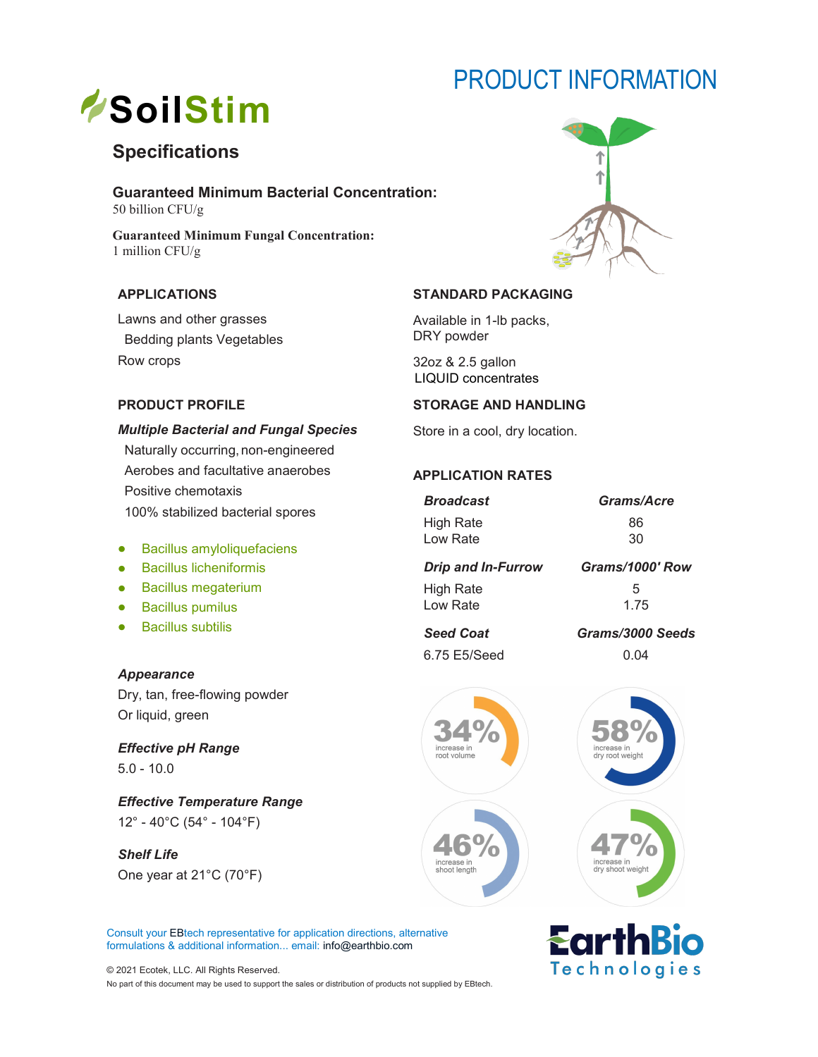# SoilStim

## PRODUCT INFORMATION

## Specifications

**Guaranteed Minimum Bacterial Concentration:**
50 billion CFU/g

**Guaranteed Minimum Fungal Concentration:**
1 million CFU/g

### APPLICATIONS

Lawns and other grasses
Bedding plants Vegetables
Row crops

### PRODUCT PROFILE

***Multiple Bacterial and Fungal Species***

Naturally occurring, non-engineered
Aerobes and facultative anaerobes
Positive chemotaxis
100% stabilized bacterial spores

- Bacillus amyloliquefaciens
- Bacillus licheniformis
- Bacillus megaterium
- Bacillus pumilus
- Bacillus subtilis

***Appearance***

Dry, tan, free-flowing powder
Or liquid, green

***Effective pH Range***

5.0 - 10.0

***Effective Temperature Range***

12° - 40°C (54° - 104°F)

***Shelf Life***

One year at 21°C (70°F)

### STANDARD PACKAGING

Available in 1-lb packs,
DRY powder

32oz & 2.5 gallon
LIQUID concentrates

### STORAGE AND HANDLING

Store in a cool, dry location.

### APPLICATION RATES

| ***Broadcast*** | ***Grams/Acre*** |
|---|---|
| High Rate | 86 |
| Low Rate | 30 |
| ***Drip and In-Furrow*** | ***Grams/1000' Row*** |
| High Rate | 5 |
| Low Rate | 1.75 |
| ***Seed Coat*** | ***Grams/3000 Seeds*** |
| 6.75 E5/Seed | 0.04 |

34% increase in root volume

58% increase in dry root weight

46% increase in shoot length

47% increase in dry shoot weight

Consult your EBtech representative for application directions, alternative formulations & additional information... email: info@earthbio.com

EarthBio Technologies

© 2021 Ecotek, LLC. All Rights Reserved.
No part of this document may be used to support the sales or distribution of products not supplied by EBtech.